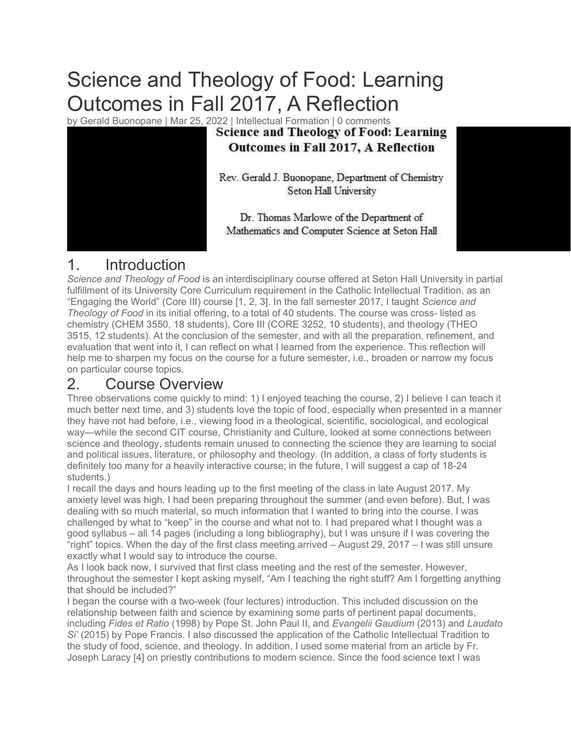# Science and Theology of Food: Learning Outcomes in Fall 2017, A Reflection

by Gerald Buonopane | Mar 25, 2022 | Intellectual Formation | 0 comments

**Science and Theology of Food: Learning Outcomes in Fall 2017, A Reflection**

Rev. Gerald J. Buonopane, Department of Chemistry
Seton Hall University

Dr. Thomas Marlowe of the Department of Mathematics and Computer Science at Seton Hall

## 1. Introduction

*Science and Theology of Food* is an interdisciplinary course offered at Seton Hall University in partial fulfillment of its University Core Curriculum requirement in the Catholic Intellectual Tradition, as an "Engaging the World" (Core III) course [1, 2, 3]. In the fall semester 2017, I taught *Science and Theology of Food* in its initial offering, to a total of 40 students. The course was cross- listed as chemistry (CHEM 3550, 18 students), Core III (CORE 3252, 10 students), and theology (THEO 3515, 12 students). At the conclusion of the semester, and with all the preparation, refinement, and evaluation that went into it, I can reflect on what I learned from the experience. This reflection will help me to sharpen my focus on the course for a future semester, i.e., broaden or narrow my focus on particular course topics.

## 2. Course Overview

Three observations come quickly to mind: 1) I enjoyed teaching the course, 2) I believe I can teach it much better next time, and 3) students love the topic of food, especially when presented in a manner they have not had before, i.e., viewing food in a theological, scientific, sociological, and ecological way—while the second CIT course, Christianity and Culture, looked at some connections between science and theology, students remain unused to connecting the science they are learning to social and political issues, literature, or philosophy and theology. (In addition, a class of forty students is definitely too many for a heavily interactive course; in the future, I will suggest a cap of 18-24 students.)

I recall the days and hours leading up to the first meeting of the class in late August 2017. My anxiety level was high. I had been preparing throughout the summer (and even before). But, I was dealing with so much material, so much information that I wanted to bring into the course. I was challenged by what to "keep" in the course and what not to. I had prepared what I thought was a good syllabus – all 14 pages (including a long bibliography), but I was unsure if I was covering the "right" topics. When the day of the first class meeting arrived – August 29, 2017 – I was still unsure exactly what I would say to introduce the course.

As I look back now, I survived that first class meeting and the rest of the semester. However, throughout the semester I kept asking myself, "Am I teaching the right stuff? Am I forgetting anything that should be included?"

I began the course with a two-week (four lectures) introduction. This included discussion on the relationship between faith and science by examining some parts of pertinent papal documents, including *Fides et Ratio* (1998) by Pope St. John Paul II, and *Evangelii Gaudium* (2013) and *Laudato Si'* (2015) by Pope Francis. I also discussed the application of the Catholic Intellectual Tradition to the study of food, science, and theology. In addition, I used some material from an article by Fr. Joseph Laracy [4] on priestly contributions to modern science. Since the food science text I was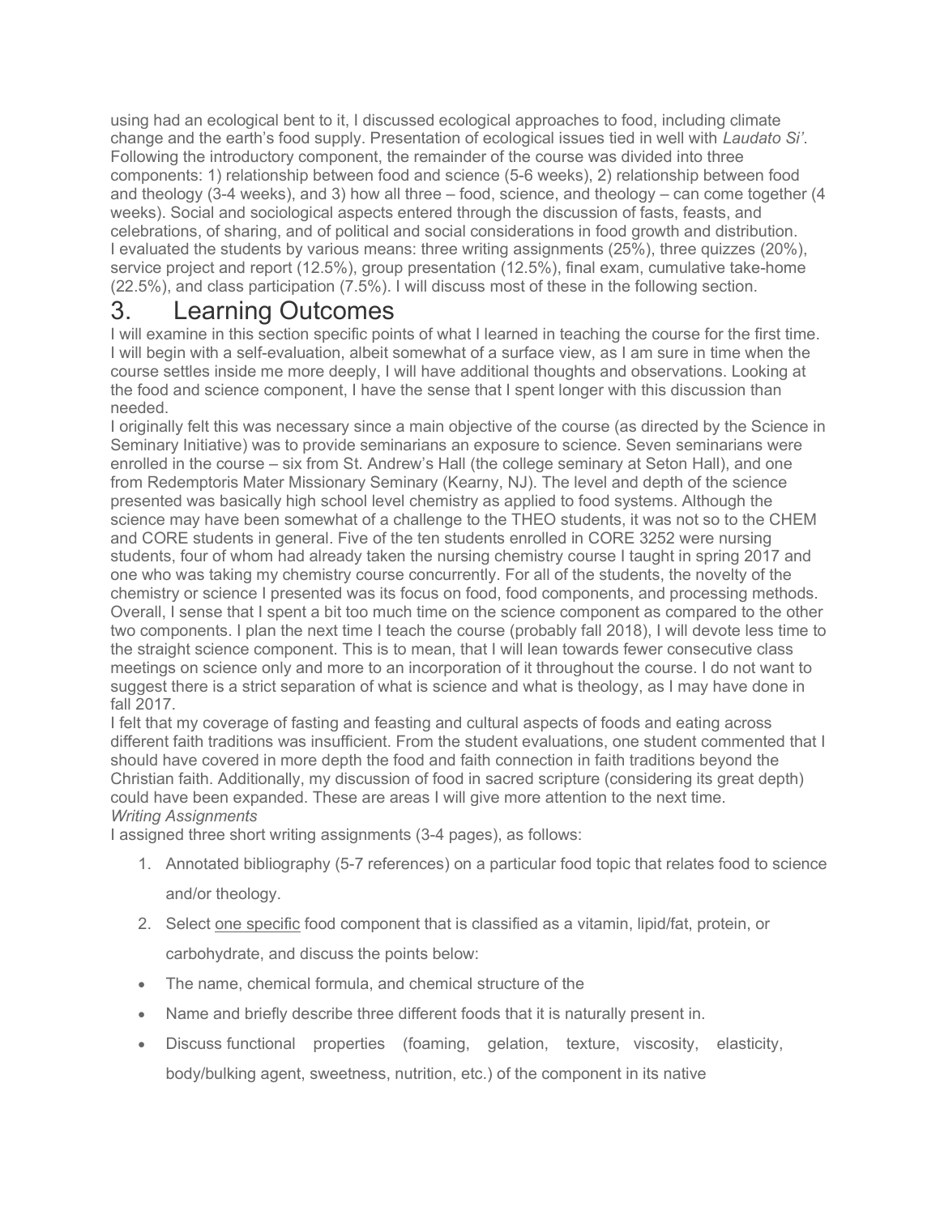using had an ecological bent to it, I discussed ecological approaches to food, including climate change and the earth's food supply. Presentation of ecological issues tied in well with *Laudato Si'*. Following the introductory component, the remainder of the course was divided into three components: 1) relationship between food and science (5-6 weeks), 2) relationship between food and theology (3-4 weeks), and 3) how all three – food, science, and theology – can come together (4 weeks). Social and sociological aspects entered through the discussion of fasts, feasts, and celebrations, of sharing, and of political and social considerations in food growth and distribution. I evaluated the students by various means: three writing assignments (25%), three quizzes (20%), service project and report (12.5%), group presentation (12.5%), final exam, cumulative take-home (22.5%), and class participation (7.5%). I will discuss most of these in the following section.

# 3. Learning Outcomes

I will examine in this section specific points of what I learned in teaching the course for the first time. I will begin with a self-evaluation, albeit somewhat of a surface view, as I am sure in time when the course settles inside me more deeply, I will have additional thoughts and observations. Looking at the food and science component, I have the sense that I spent longer with this discussion than needed.

I originally felt this was necessary since a main objective of the course (as directed by the Science in Seminary Initiative) was to provide seminarians an exposure to science. Seven seminarians were enrolled in the course – six from St. Andrew's Hall (the college seminary at Seton Hall), and one from Redemptoris Mater Missionary Seminary (Kearny, NJ). The level and depth of the science presented was basically high school level chemistry as applied to food systems. Although the science may have been somewhat of a challenge to the THEO students, it was not so to the CHEM and CORE students in general. Five of the ten students enrolled in CORE 3252 were nursing students, four of whom had already taken the nursing chemistry course I taught in spring 2017 and one who was taking my chemistry course concurrently. For all of the students, the novelty of the chemistry or science I presented was its focus on food, food components, and processing methods. Overall, I sense that I spent a bit too much time on the science component as compared to the other two components. I plan the next time I teach the course (probably fall 2018), I will devote less time to the straight science component. This is to mean, that I will lean towards fewer consecutive class meetings on science only and more to an incorporation of it throughout the course. I do not want to suggest there is a strict separation of what is science and what is theology, as I may have done in fall 2017.

I felt that my coverage of fasting and feasting and cultural aspects of foods and eating across different faith traditions was insufficient. From the student evaluations, one student commented that I should have covered in more depth the food and faith connection in faith traditions beyond the Christian faith. Additionally, my discussion of food in sacred scripture (considering its great depth) could have been expanded. These are areas I will give more attention to the next time.

*Writing Assignments*

I assigned three short writing assignments (3-4 pages), as follows:

1. Annotated bibliography (5-7 references) on a particular food topic that relates food to science and/or theology.
2. Select <u>one specific</u> food component that is classified as a vitamin, lipid/fat, protein, or carbohydrate, and discuss the points below:

- The name, chemical formula, and chemical structure of the
- Name and briefly describe three different foods that it is naturally present in.
- Discuss functional properties (foaming, gelation, texture, viscosity, elasticity, body/bulking agent, sweetness, nutrition, etc.) of the component in its native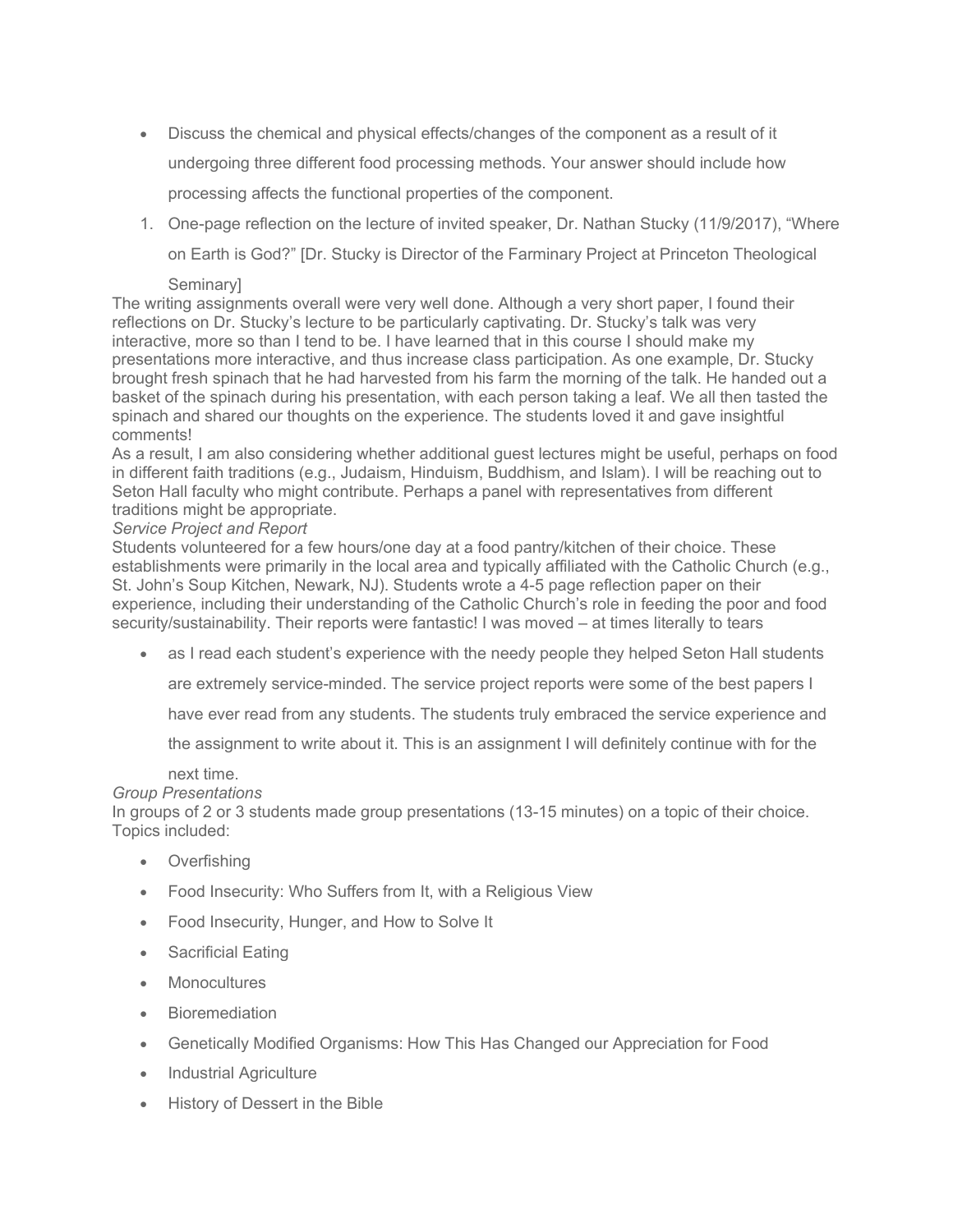- Discuss the chemical and physical effects/changes of the component as a result of it undergoing three different food processing methods. Your answer should include how processing affects the functional properties of the component.

1. One-page reflection on the lecture of invited speaker, Dr. Nathan Stucky (11/9/2017), "Where on Earth is God?" [Dr. Stucky is Director of the Farminary Project at Princeton Theological Seminary]

The writing assignments overall were very well done. Although a very short paper, I found their reflections on Dr. Stucky's lecture to be particularly captivating. Dr. Stucky's talk was very interactive, more so than I tend to be. I have learned that in this course I should make my presentations more interactive, and thus increase class participation. As one example, Dr. Stucky brought fresh spinach that he had harvested from his farm the morning of the talk. He handed out a basket of the spinach during his presentation, with each person taking a leaf. We all then tasted the spinach and shared our thoughts on the experience. The students loved it and gave insightful comments!

As a result, I am also considering whether additional guest lectures might be useful, perhaps on food in different faith traditions (e.g., Judaism, Hinduism, Buddhism, and Islam). I will be reaching out to Seton Hall faculty who might contribute. Perhaps a panel with representatives from different traditions might be appropriate.

*Service Project and Report*

Students volunteered for a few hours/one day at a food pantry/kitchen of their choice. These establishments were primarily in the local area and typically affiliated with the Catholic Church (e.g., St. John's Soup Kitchen, Newark, NJ). Students wrote a 4-5 page reflection paper on their experience, including their understanding of the Catholic Church's role in feeding the poor and food security/sustainability. Their reports were fantastic! I was moved – at times literally to tears

- as I read each student's experience with the needy people they helped Seton Hall students are extremely service-minded. The service project reports were some of the best papers I have ever read from any students. The students truly embraced the service experience and the assignment to write about it. This is an assignment I will definitely continue with for the next time.

*Group Presentations*

In groups of 2 or 3 students made group presentations (13-15 minutes) on a topic of their choice. Topics included:

- Overfishing
- Food Insecurity: Who Suffers from It, with a Religious View
- Food Insecurity, Hunger, and How to Solve It
- Sacrificial Eating
- Monocultures
- Bioremediation
- Genetically Modified Organisms: How This Has Changed our Appreciation for Food
- Industrial Agriculture
- History of Dessert in the Bible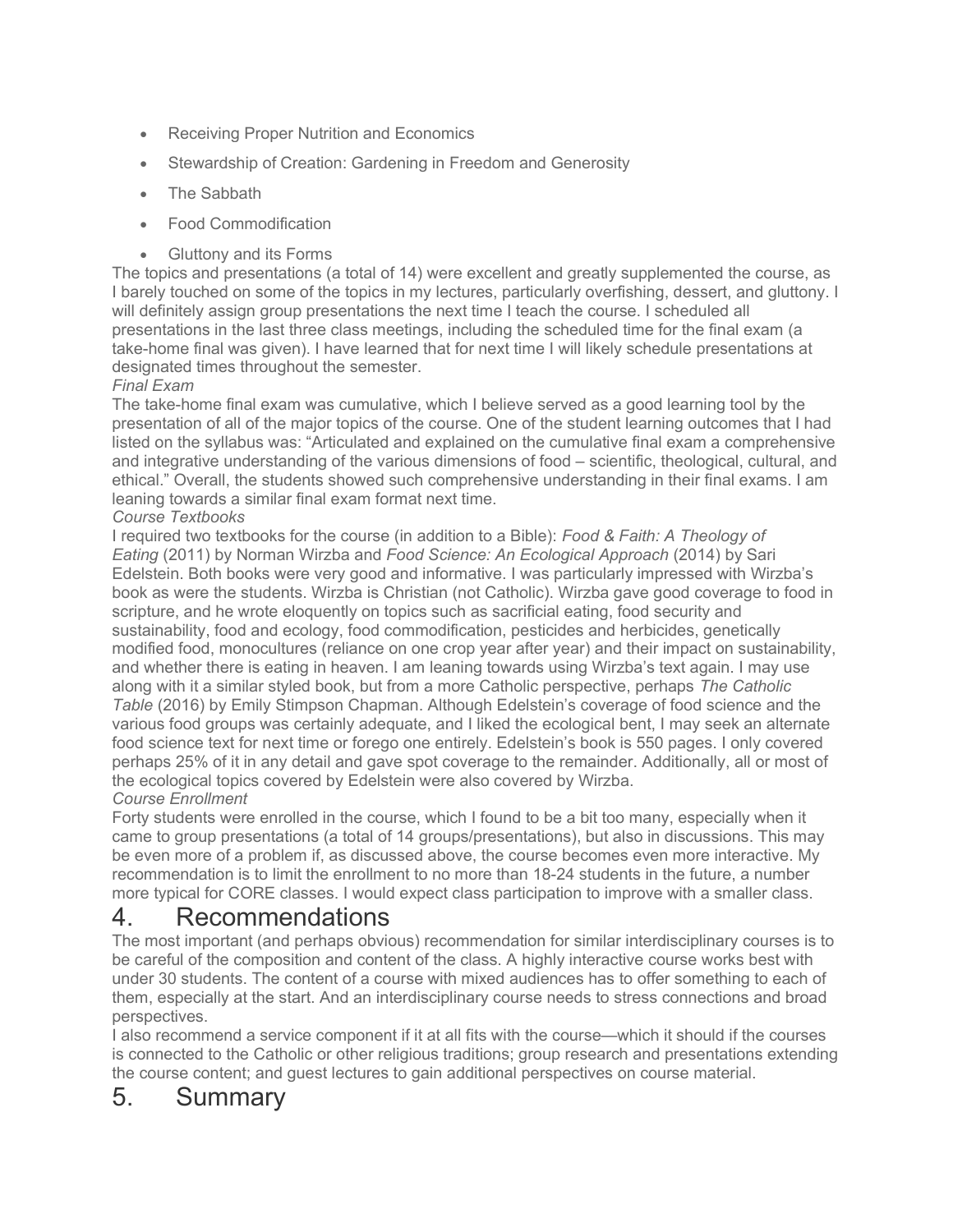- Receiving Proper Nutrition and Economics
- Stewardship of Creation: Gardening in Freedom and Generosity
- The Sabbath
- Food Commodification
- Gluttony and its Forms

The topics and presentations (a total of 14) were excellent and greatly supplemented the course, as I barely touched on some of the topics in my lectures, particularly overfishing, dessert, and gluttony. I will definitely assign group presentations the next time I teach the course. I scheduled all presentations in the last three class meetings, including the scheduled time for the final exam (a take-home final was given). I have learned that for next time I will likely schedule presentations at designated times throughout the semester.

*Final Exam*

The take-home final exam was cumulative, which I believe served as a good learning tool by the presentation of all of the major topics of the course. One of the student learning outcomes that I had listed on the syllabus was: "Articulated and explained on the cumulative final exam a comprehensive and integrative understanding of the various dimensions of food – scientific, theological, cultural, and ethical." Overall, the students showed such comprehensive understanding in their final exams. I am leaning towards a similar final exam format next time.

*Course Textbooks*

I required two textbooks for the course (in addition to a Bible): *Food & Faith: A Theology of Eating* (2011) by Norman Wirzba and *Food Science: An Ecological Approach* (2014) by Sari Edelstein. Both books were very good and informative. I was particularly impressed with Wirzba's book as were the students. Wirzba is Christian (not Catholic). Wirzba gave good coverage to food in scripture, and he wrote eloquently on topics such as sacrificial eating, food security and sustainability, food and ecology, food commodification, pesticides and herbicides, genetically modified food, monocultures (reliance on one crop year after year) and their impact on sustainability, and whether there is eating in heaven. I am leaning towards using Wirzba's text again. I may use along with it a similar styled book, but from a more Catholic perspective, perhaps *The Catholic Table* (2016) by Emily Stimpson Chapman. Although Edelstein's coverage of food science and the various food groups was certainly adequate, and I liked the ecological bent, I may seek an alternate food science text for next time or forego one entirely. Edelstein's book is 550 pages. I only covered perhaps 25% of it in any detail and gave spot coverage to the remainder. Additionally, all or most of the ecological topics covered by Edelstein were also covered by Wirzba.

*Course Enrollment*

Forty students were enrolled in the course, which I found to be a bit too many, especially when it came to group presentations (a total of 14 groups/presentations), but also in discussions. This may be even more of a problem if, as discussed above, the course becomes even more interactive. My recommendation is to limit the enrollment to no more than 18-24 students in the future, a number more typical for CORE classes. I would expect class participation to improve with a smaller class.

# 4. Recommendations

The most important (and perhaps obvious) recommendation for similar interdisciplinary courses is to be careful of the composition and content of the class. A highly interactive course works best with under 30 students. The content of a course with mixed audiences has to offer something to each of them, especially at the start. And an interdisciplinary course needs to stress connections and broad perspectives.

I also recommend a service component if it at all fits with the course—which it should if the courses is connected to the Catholic or other religious traditions; group research and presentations extending the course content; and guest lectures to gain additional perspectives on course material.

# 5. Summary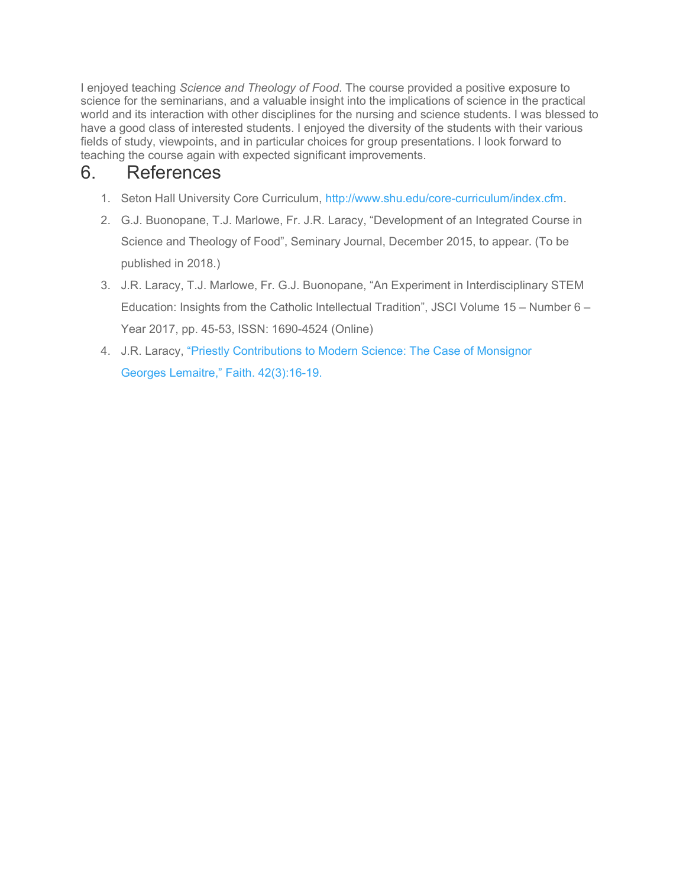I enjoyed teaching *Science and Theology of Food*. The course provided a positive exposure to science for the seminarians, and a valuable insight into the implications of science in the practical world and its interaction with other disciplines for the nursing and science students. I was blessed to have a good class of interested students. I enjoyed the diversity of the students with their various fields of study, viewpoints, and in particular choices for group presentations. I look forward to teaching the course again with expected significant improvements.

# 6. References

1. Seton Hall University Core Curriculum, http://www.shu.edu/core-curriculum/index.cfm.
2. G.J. Buonopane, T.J. Marlowe, Fr. J.R. Laracy, "Development of an Integrated Course in Science and Theology of Food", Seminary Journal, December 2015, to appear. (To be published in 2018.)
3. J.R. Laracy, T.J. Marlowe, Fr. G.J. Buonopane, "An Experiment in Interdisciplinary STEM Education: Insights from the Catholic Intellectual Tradition", JSCI Volume 15 – Number 6 – Year 2017, pp. 45-53, ISSN: 1690-4524 (Online)
4. J.R. Laracy, "Priestly Contributions to Modern Science: The Case of Monsignor Georges Lemaitre," Faith. 42(3):16-19.